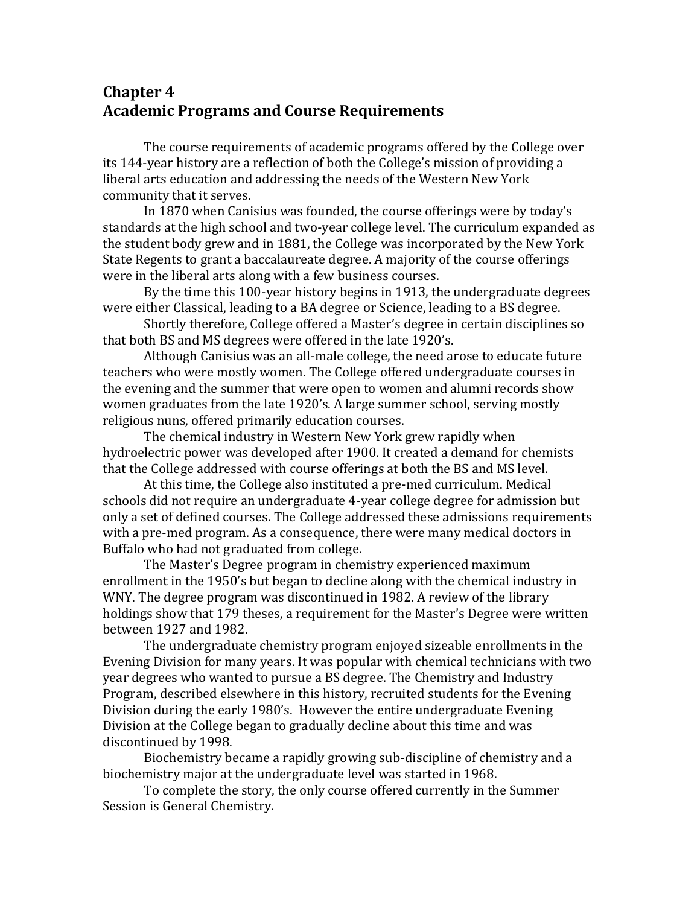# Chapter 4
# Academic Programs and Course Requirements

The course requirements of academic programs offered by the College over its 144-year history are a reflection of both the College's mission of providing a liberal arts education and addressing the needs of the Western New York community that it serves.

In 1870 when Canisius was founded, the course offerings were by today's standards at the high school and two-year college level. The curriculum expanded as the student body grew and in 1881, the College was incorporated by the New York State Regents to grant a baccalaureate degree. A majority of the course offerings were in the liberal arts along with a few business courses.

By the time this 100-year history begins in 1913, the undergraduate degrees were either Classical, leading to a BA degree or Science, leading to a BS degree.

Shortly therefore, College offered a Master's degree in certain disciplines so that both BS and MS degrees were offered in the late 1920's.

Although Canisius was an all-male college, the need arose to educate future teachers who were mostly women. The College offered undergraduate courses in the evening and the summer that were open to women and alumni records show women graduates from the late 1920's. A large summer school, serving mostly religious nuns, offered primarily education courses.

The chemical industry in Western New York grew rapidly when hydroelectric power was developed after 1900. It created a demand for chemists that the College addressed with course offerings at both the BS and MS level.

At this time, the College also instituted a pre-med curriculum. Medical schools did not require an undergraduate 4-year college degree for admission but only a set of defined courses. The College addressed these admissions requirements with a pre-med program. As a consequence, there were many medical doctors in Buffalo who had not graduated from college.

The Master's Degree program in chemistry experienced maximum enrollment in the 1950's but began to decline along with the chemical industry in WNY. The degree program was discontinued in 1982. A review of the library holdings show that 179 theses, a requirement for the Master's Degree were written between 1927 and 1982.

The undergraduate chemistry program enjoyed sizeable enrollments in the Evening Division for many years. It was popular with chemical technicians with two year degrees who wanted to pursue a BS degree. The Chemistry and Industry Program, described elsewhere in this history, recruited students for the Evening Division during the early 1980's. However the entire undergraduate Evening Division at the College began to gradually decline about this time and was discontinued by 1998.

Biochemistry became a rapidly growing sub-discipline of chemistry and a biochemistry major at the undergraduate level was started in 1968.

To complete the story, the only course offered currently in the Summer Session is General Chemistry.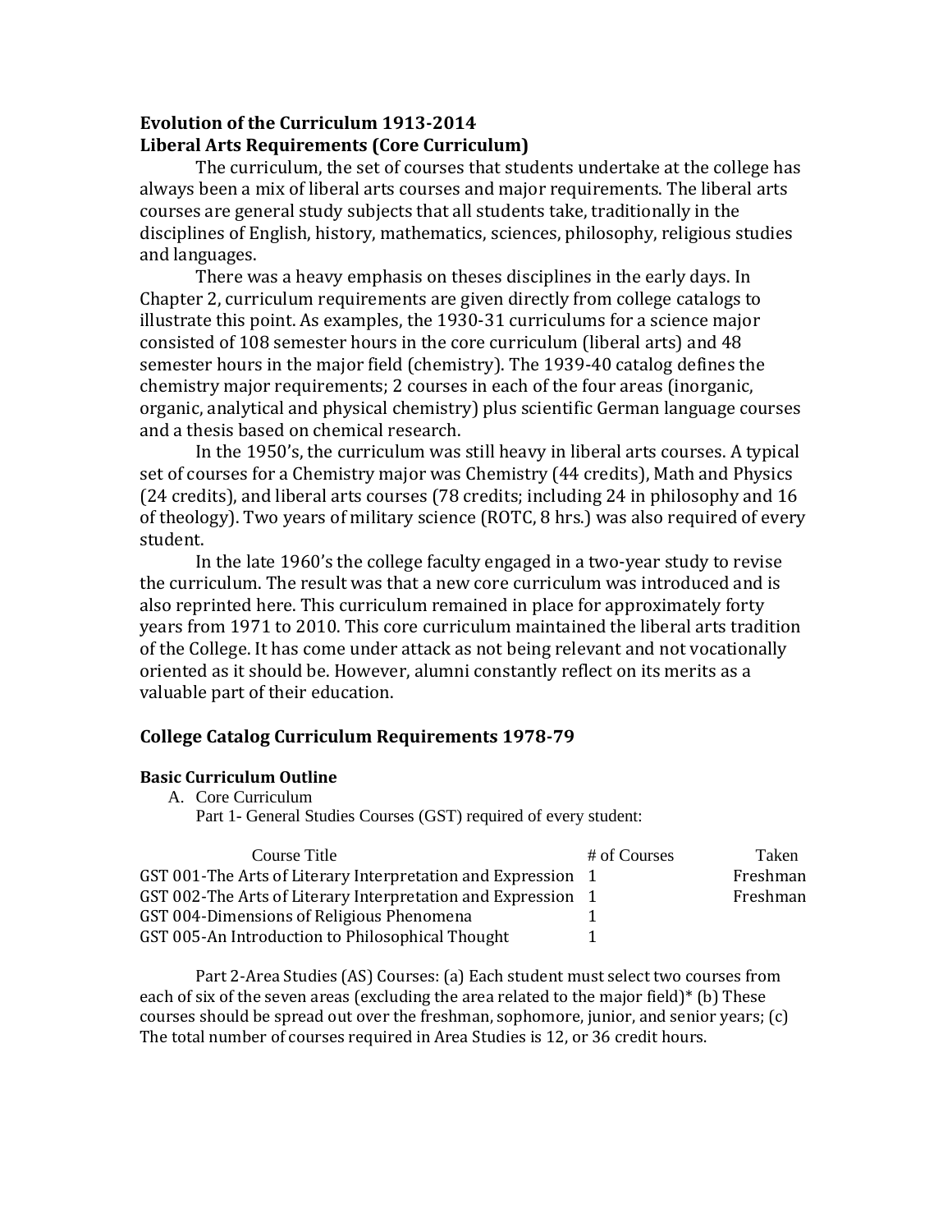## Evolution of the Curriculum 1913-2014
## Liberal Arts Requirements (Core Curriculum)

The curriculum, the set of courses that students undertake at the college has always been a mix of liberal arts courses and major requirements. The liberal arts courses are general study subjects that all students take, traditionally in the disciplines of English, history, mathematics, sciences, philosophy, religious studies and languages.

There was a heavy emphasis on theses disciplines in the early days. In Chapter 2, curriculum requirements are given directly from college catalogs to illustrate this point. As examples, the 1930-31 curriculums for a science major consisted of 108 semester hours in the core curriculum (liberal arts) and 48 semester hours in the major field (chemistry). The 1939-40 catalog defines the chemistry major requirements; 2 courses in each of the four areas (inorganic, organic, analytical and physical chemistry) plus scientific German language courses and a thesis based on chemical research.

In the 1950's, the curriculum was still heavy in liberal arts courses. A typical set of courses for a Chemistry major was Chemistry (44 credits), Math and Physics (24 credits), and liberal arts courses (78 credits; including 24 in philosophy and 16 of theology). Two years of military science (ROTC, 8 hrs.) was also required of every student.

In the late 1960's the college faculty engaged in a two-year study to revise the curriculum. The result was that a new core curriculum was introduced and is also reprinted here. This curriculum remained in place for approximately forty years from 1971 to 2010. This core curriculum maintained the liberal arts tradition of the College. It has come under attack as not being relevant and not vocationally oriented as it should be. However, alumni constantly reflect on its merits as a valuable part of their education.

### College Catalog Curriculum Requirements 1978-79

#### Basic Curriculum Outline

A. Core Curriculum

Part 1- General Studies Courses (GST) required of every student:

| Course Title | # of Courses | Taken |
|---|---|---|
| GST 001-The Arts of Literary Interpretation and Expression | 1 | Freshman |
| GST 002-The Arts of Literary Interpretation and Expression | 1 | Freshman |
| GST 004-Dimensions of Religious Phenomena | 1 | |
| GST 005-An Introduction to Philosophical Thought | 1 | |

Part 2-Area Studies (AS) Courses: (a) Each student must select two courses from each of six of the seven areas (excluding the area related to the major field)* (b) These courses should be spread out over the freshman, sophomore, junior, and senior years; (c) The total number of courses required in Area Studies is 12, or 36 credit hours.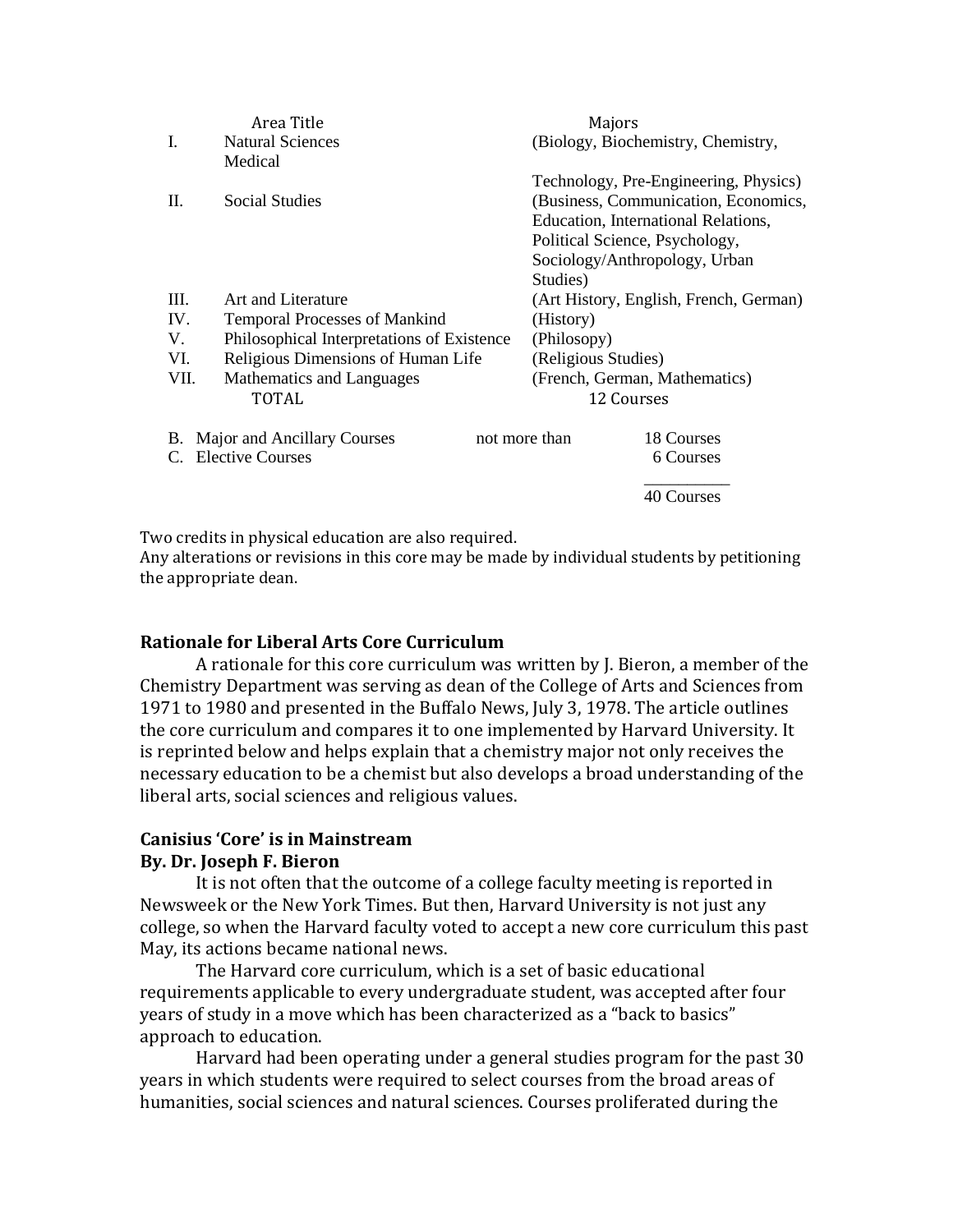| | Area Title | Majors |
|---|---|---|
| I. | Natural Sciences | (Biology, Biochemistry, Chemistry, Medical Technology, Pre-Engineering, Physics) |
| II. | Social Studies | (Business, Communication, Economics, Education, International Relations, Political Science, Psychology, Sociology/Anthropology, Urban Studies) |
| III. | Art and Literature | (Art History, English, French, German) |
| IV. | Temporal Processes of Mankind | (History) |
| V. | Philosophical Interpretations of Existence | (Philosopy) |
| VI. | Religious Dimensions of Human Life | (Religious Studies) |
| VII. | Mathematics and Languages | (French, German, Mathematics) |
| | TOTAL | 12 Courses |

| | | |
|---|---|---|
| B. Major and Ancillary Courses | not more than | 18 Courses |
| C. Elective Courses | | 6 Courses |
| | | 40 Courses |

Two credits in physical education are also required.
Any alterations or revisions in this core may be made by individual students by petitioning the appropriate dean.

**Rationale for Liberal Arts Core Curriculum**

A rationale for this core curriculum was written by J. Bieron, a member of the Chemistry Department was serving as dean of the College of Arts and Sciences from 1971 to 1980 and presented in the Buffalo News, July 3, 1978. The article outlines the core curriculum and compares it to one implemented by Harvard University. It is reprinted below and helps explain that a chemistry major not only receives the necessary education to be a chemist but also develops a broad understanding of the liberal arts, social sciences and religious values.

**Canisius 'Core' is in Mainstream**
**By. Dr. Joseph F. Bieron**

It is not often that the outcome of a college faculty meeting is reported in Newsweek or the New York Times. But then, Harvard University is not just any college, so when the Harvard faculty voted to accept a new core curriculum this past May, its actions became national news.

The Harvard core curriculum, which is a set of basic educational requirements applicable to every undergraduate student, was accepted after four years of study in a move which has been characterized as a "back to basics" approach to education.

Harvard had been operating under a general studies program for the past 30 years in which students were required to select courses from the broad areas of humanities, social sciences and natural sciences. Courses proliferated during the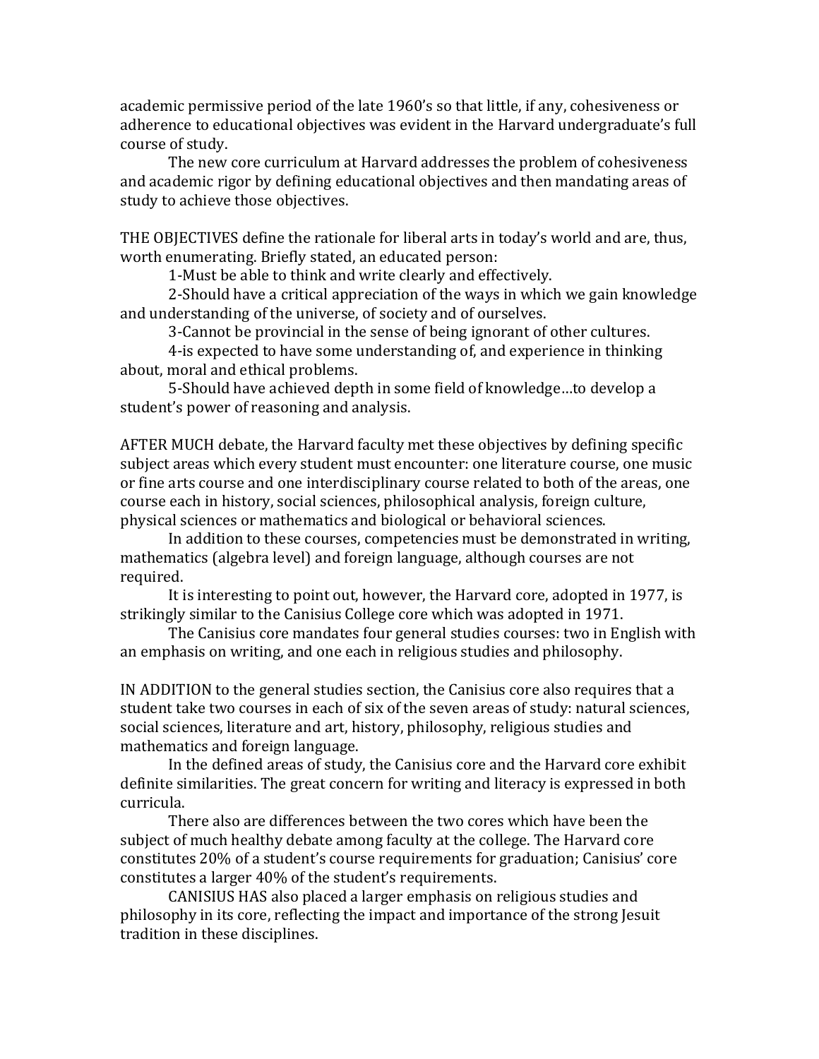academic permissive period of the late 1960's so that little, if any, cohesiveness or adherence to educational objectives was evident in the Harvard undergraduate's full course of study.

The new core curriculum at Harvard addresses the problem of cohesiveness and academic rigor by defining educational objectives and then mandating areas of study to achieve those objectives.

THE OBJECTIVES define the rationale for liberal arts in today's world and are, thus, worth enumerating. Briefly stated, an educated person:

1-Must be able to think and write clearly and effectively.

2-Should have a critical appreciation of the ways in which we gain knowledge and understanding of the universe, of society and of ourselves.

3-Cannot be provincial in the sense of being ignorant of other cultures.

4-is expected to have some understanding of, and experience in thinking about, moral and ethical problems.

5-Should have achieved depth in some field of knowledge…to develop a student's power of reasoning and analysis.

AFTER MUCH debate, the Harvard faculty met these objectives by defining specific subject areas which every student must encounter: one literature course, one music or fine arts course and one interdisciplinary course related to both of the areas, one course each in history, social sciences, philosophical analysis, foreign culture, physical sciences or mathematics and biological or behavioral sciences.

In addition to these courses, competencies must be demonstrated in writing, mathematics (algebra level) and foreign language, although courses are not required.

It is interesting to point out, however, the Harvard core, adopted in 1977, is strikingly similar to the Canisius College core which was adopted in 1971.

The Canisius core mandates four general studies courses: two in English with an emphasis on writing, and one each in religious studies and philosophy.

IN ADDITION to the general studies section, the Canisius core also requires that a student take two courses in each of six of the seven areas of study: natural sciences, social sciences, literature and art, history, philosophy, religious studies and mathematics and foreign language.

In the defined areas of study, the Canisius core and the Harvard core exhibit definite similarities. The great concern for writing and literacy is expressed in both curricula.

There also are differences between the two cores which have been the subject of much healthy debate among faculty at the college. The Harvard core constitutes 20% of a student's course requirements for graduation; Canisius' core constitutes a larger 40% of the student's requirements.

CANISIUS HAS also placed a larger emphasis on religious studies and philosophy in its core, reflecting the impact and importance of the strong Jesuit tradition in these disciplines.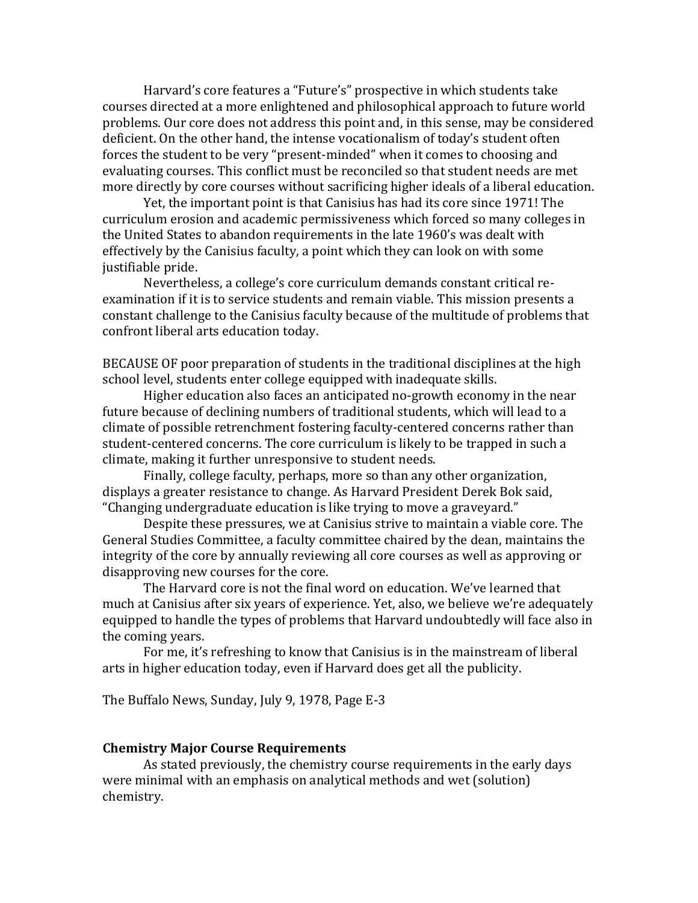Harvard's core features a "Future's" prospective in which students take courses directed at a more enlightened and philosophical approach to future world problems. Our core does not address this point and, in this sense, may be considered deficient. On the other hand, the intense vocationalism of today's student often forces the student to be very "present-minded" when it comes to choosing and evaluating courses. This conflict must be reconciled so that student needs are met more directly by core courses without sacrificing higher ideals of a liberal education.

Yet, the important point is that Canisius has had its core since 1971! The curriculum erosion and academic permissiveness which forced so many colleges in the United States to abandon requirements in the late 1960's was dealt with effectively by the Canisius faculty, a point which they can look on with some justifiable pride.

Nevertheless, a college's core curriculum demands constant critical re-examination if it is to service students and remain viable. This mission presents a constant challenge to the Canisius faculty because of the multitude of problems that confront liberal arts education today.

BECAUSE OF poor preparation of students in the traditional disciplines at the high school level, students enter college equipped with inadequate skills.

Higher education also faces an anticipated no-growth economy in the near future because of declining numbers of traditional students, which will lead to a climate of possible retrenchment fostering faculty-centered concerns rather than student-centered concerns. The core curriculum is likely to be trapped in such a climate, making it further unresponsive to student needs.

Finally, college faculty, perhaps, more so than any other organization, displays a greater resistance to change. As Harvard President Derek Bok said, "Changing undergraduate education is like trying to move a graveyard."

Despite these pressures, we at Canisius strive to maintain a viable core. The General Studies Committee, a faculty committee chaired by the dean, maintains the integrity of the core by annually reviewing all core courses as well as approving or disapproving new courses for the core.

The Harvard core is not the final word on education. We've learned that much at Canisius after six years of experience. Yet, also, we believe we're adequately equipped to handle the types of problems that Harvard undoubtedly will face also in the coming years.

For me, it's refreshing to know that Canisius is in the mainstream of liberal arts in higher education today, even if Harvard does get all the publicity.

The Buffalo News, Sunday, July 9, 1978, Page E-3

**Chemistry Major Course Requirements**

As stated previously, the chemistry course requirements in the early days were minimal with an emphasis on analytical methods and wet (solution) chemistry.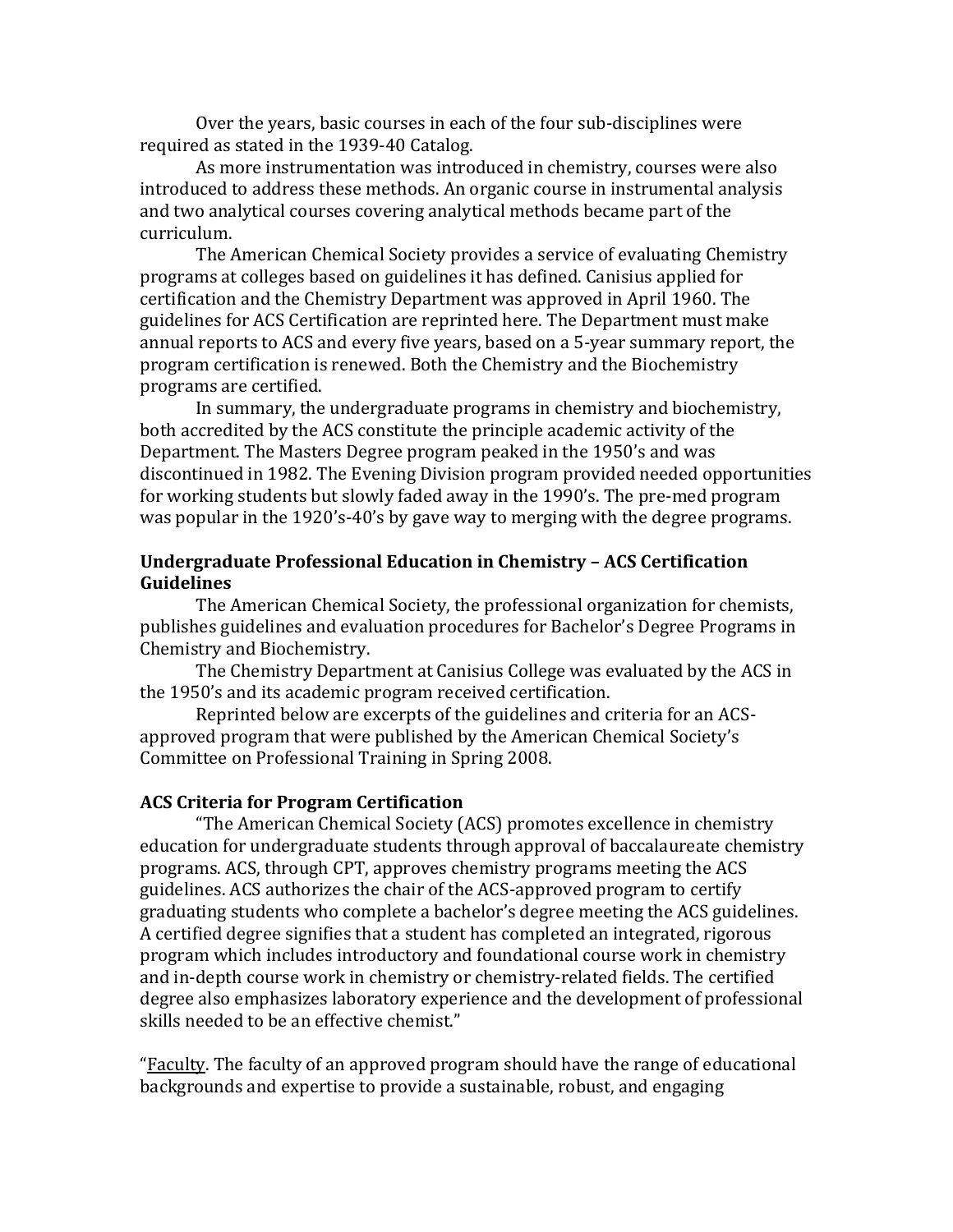Over the years, basic courses in each of the four sub-disciplines were required as stated in the 1939-40 Catalog.

As more instrumentation was introduced in chemistry, courses were also introduced to address these methods. An organic course in instrumental analysis and two analytical courses covering analytical methods became part of the curriculum.

The American Chemical Society provides a service of evaluating Chemistry programs at colleges based on guidelines it has defined. Canisius applied for certification and the Chemistry Department was approved in April 1960. The guidelines for ACS Certification are reprinted here. The Department must make annual reports to ACS and every five years, based on a 5-year summary report, the program certification is renewed. Both the Chemistry and the Biochemistry programs are certified.

In summary, the undergraduate programs in chemistry and biochemistry, both accredited by the ACS constitute the principle academic activity of the Department. The Masters Degree program peaked in the 1950's and was discontinued in 1982. The Evening Division program provided needed opportunities for working students but slowly faded away in the 1990's. The pre-med program was popular in the 1920's-40's by gave way to merging with the degree programs.

**Undergraduate Professional Education in Chemistry – ACS Certification Guidelines**

The American Chemical Society, the professional organization for chemists, publishes guidelines and evaluation procedures for Bachelor's Degree Programs in Chemistry and Biochemistry.

The Chemistry Department at Canisius College was evaluated by the ACS in the 1950's and its academic program received certification.

Reprinted below are excerpts of the guidelines and criteria for an ACS-approved program that were published by the American Chemical Society's Committee on Professional Training in Spring 2008.

**ACS Criteria for Program Certification**

"The American Chemical Society (ACS) promotes excellence in chemistry education for undergraduate students through approval of baccalaureate chemistry programs. ACS, through CPT, approves chemistry programs meeting the ACS guidelines. ACS authorizes the chair of the ACS-approved program to certify graduating students who complete a bachelor's degree meeting the ACS guidelines. A certified degree signifies that a student has completed an integrated, rigorous program which includes introductory and foundational course work in chemistry and in-depth course work in chemistry or chemistry-related fields. The certified degree also emphasizes laboratory experience and the development of professional skills needed to be an effective chemist."

"Faculty. The faculty of an approved program should have the range of educational backgrounds and expertise to provide a sustainable, robust, and engaging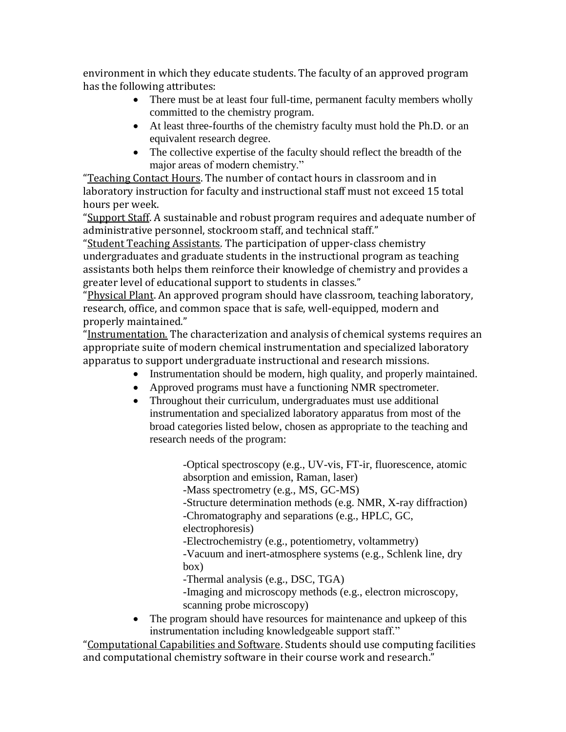environment in which they educate students. The faculty of an approved program has the following attributes:

- There must be at least four full-time, permanent faculty members wholly committed to the chemistry program.
- At least three-fourths of the chemistry faculty must hold the Ph.D. or an equivalent research degree.
- The collective expertise of the faculty should reflect the breadth of the major areas of modern chemistry."

"Teaching Contact Hours. The number of contact hours in classroom and in laboratory instruction for faculty and instructional staff must not exceed 15 total hours per week.

"Support Staff. A sustainable and robust program requires and adequate number of administrative personnel, stockroom staff, and technical staff."

"Student Teaching Assistants. The participation of upper-class chemistry undergraduates and graduate students in the instructional program as teaching assistants both helps them reinforce their knowledge of chemistry and provides a greater level of educational support to students in classes."

"Physical Plant. An approved program should have classroom, teaching laboratory, research, office, and common space that is safe, well-equipped, modern and properly maintained."

"Instrumentation. The characterization and analysis of chemical systems requires an appropriate suite of modern chemical instrumentation and specialized laboratory apparatus to support undergraduate instructional and research missions.

- Instrumentation should be modern, high quality, and properly maintained.
- Approved programs must have a functioning NMR spectrometer.
- Throughout their curriculum, undergraduates must use additional instrumentation and specialized laboratory apparatus from most of the broad categories listed below, chosen as appropriate to the teaching and research needs of the program:

  -Optical spectroscopy (e.g., UV-vis, FT-ir, fluorescence, atomic absorption and emission, Raman, laser)
  -Mass spectrometry (e.g., MS, GC-MS)
  -Structure determination methods (e.g. NMR, X-ray diffraction)
  -Chromatography and separations (e.g., HPLC, GC, electrophoresis)
  -Electrochemistry (e.g., potentiometry, voltammetry)
  -Vacuum and inert-atmosphere systems (e.g., Schlenk line, dry box)
  -Thermal analysis (e.g., DSC, TGA)
  -Imaging and microscopy methods (e.g., electron microscopy, scanning probe microscopy)

- The program should have resources for maintenance and upkeep of this instrumentation including knowledgeable support staff."

"Computational Capabilities and Software. Students should use computing facilities and computational chemistry software in their course work and research."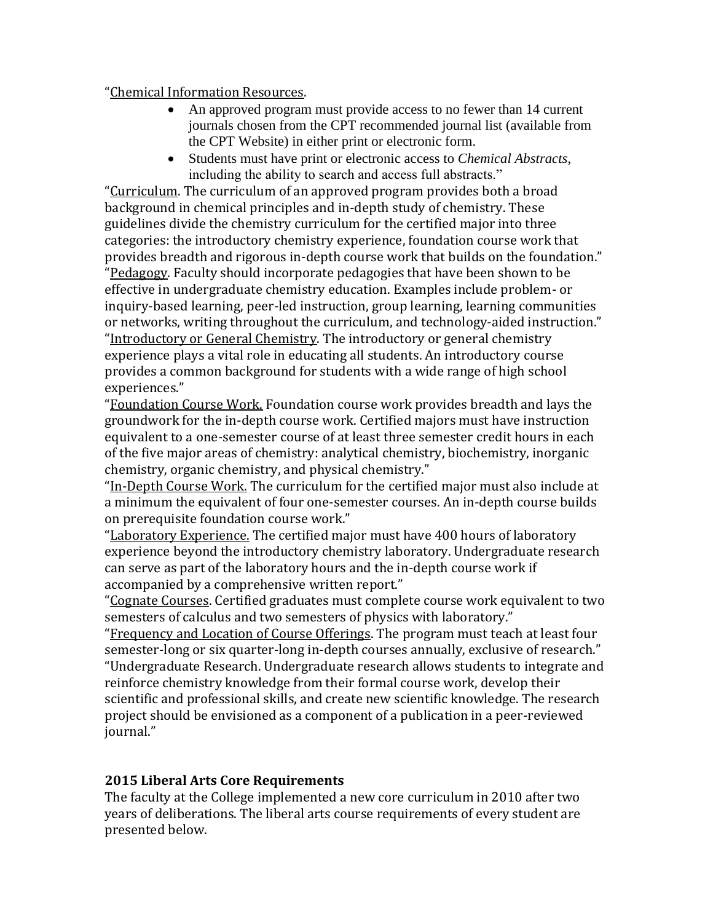"Chemical Information Resources.

- An approved program must provide access to no fewer than 14 current journals chosen from the CPT recommended journal list (available from the CPT Website) in either print or electronic form.
- Students must have print or electronic access to *Chemical Abstracts*, including the ability to search and access full abstracts."

"Curriculum. The curriculum of an approved program provides both a broad background in chemical principles and in-depth study of chemistry. These guidelines divide the chemistry curriculum for the certified major into three categories: the introductory chemistry experience, foundation course work that provides breadth and rigorous in-depth course work that builds on the foundation."

"Pedagogy. Faculty should incorporate pedagogies that have been shown to be effective in undergraduate chemistry education. Examples include problem- or inquiry-based learning, peer-led instruction, group learning, learning communities or networks, writing throughout the curriculum, and technology-aided instruction."

"Introductory or General Chemistry. The introductory or general chemistry experience plays a vital role in educating all students. An introductory course provides a common background for students with a wide range of high school experiences."

"Foundation Course Work. Foundation course work provides breadth and lays the groundwork for the in-depth course work. Certified majors must have instruction equivalent to a one-semester course of at least three semester credit hours in each of the five major areas of chemistry: analytical chemistry, biochemistry, inorganic chemistry, organic chemistry, and physical chemistry."

"In-Depth Course Work. The curriculum for the certified major must also include at a minimum the equivalent of four one-semester courses. An in-depth course builds on prerequisite foundation course work."

"Laboratory Experience. The certified major must have 400 hours of laboratory experience beyond the introductory chemistry laboratory. Undergraduate research can serve as part of the laboratory hours and the in-depth course work if accompanied by a comprehensive written report."

"Cognate Courses. Certified graduates must complete course work equivalent to two semesters of calculus and two semesters of physics with laboratory."

"Frequency and Location of Course Offerings. The program must teach at least four semester-long or six quarter-long in-depth courses annually, exclusive of research."

"Undergraduate Research. Undergraduate research allows students to integrate and reinforce chemistry knowledge from their formal course work, develop their scientific and professional skills, and create new scientific knowledge. The research project should be envisioned as a component of a publication in a peer-reviewed journal."

## 2015 Liberal Arts Core Requirements

The faculty at the College implemented a new core curriculum in 2010 after two years of deliberations. The liberal arts course requirements of every student are presented below.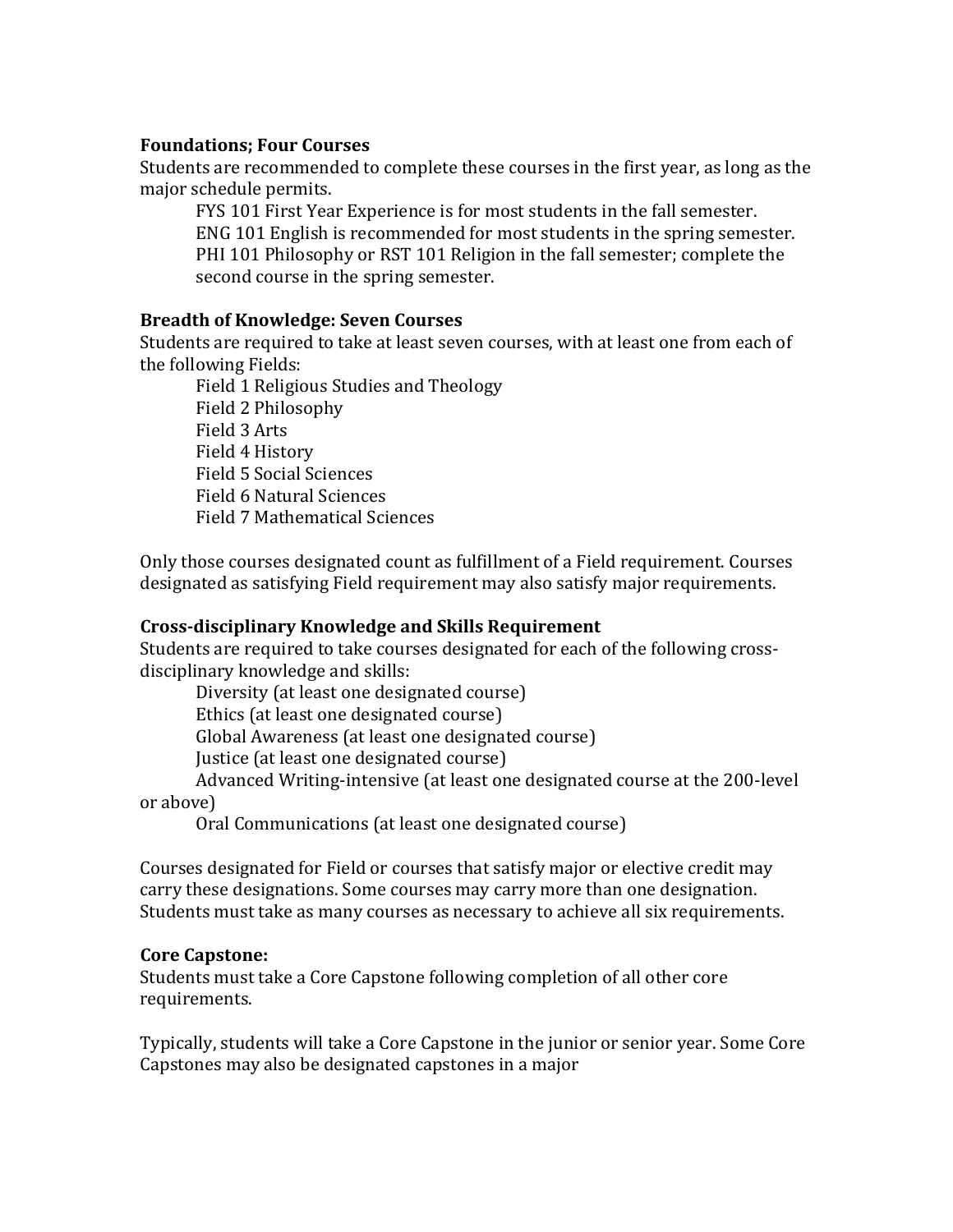**Foundations; Four Courses**

Students are recommended to complete these courses in the first year, as long as the major schedule permits.

FYS 101 First Year Experience is for most students in the fall semester.
ENG 101 English is recommended for most students in the spring semester.
PHI 101 Philosophy or RST 101 Religion in the fall semester; complete the second course in the spring semester.

**Breadth of Knowledge: Seven Courses**

Students are required to take at least seven courses, with at least one from each of the following Fields:

Field 1 Religious Studies and Theology
Field 2 Philosophy
Field 3 Arts
Field 4 History
Field 5 Social Sciences
Field 6 Natural Sciences
Field 7 Mathematical Sciences

Only those courses designated count as fulfillment of a Field requirement. Courses designated as satisfying Field requirement may also satisfy major requirements.

**Cross-disciplinary Knowledge and Skills Requirement**

Students are required to take courses designated for each of the following cross-disciplinary knowledge and skills:

Diversity (at least one designated course)
Ethics (at least one designated course)
Global Awareness (at least one designated course)
Justice (at least one designated course)
Advanced Writing-intensive (at least one designated course at the 200-level or above)
Oral Communications (at least one designated course)

Courses designated for Field or courses that satisfy major or elective credit may carry these designations. Some courses may carry more than one designation. Students must take as many courses as necessary to achieve all six requirements.

**Core Capstone:**

Students must take a Core Capstone following completion of all other core requirements.

Typically, students will take a Core Capstone in the junior or senior year. Some Core Capstones may also be designated capstones in a major